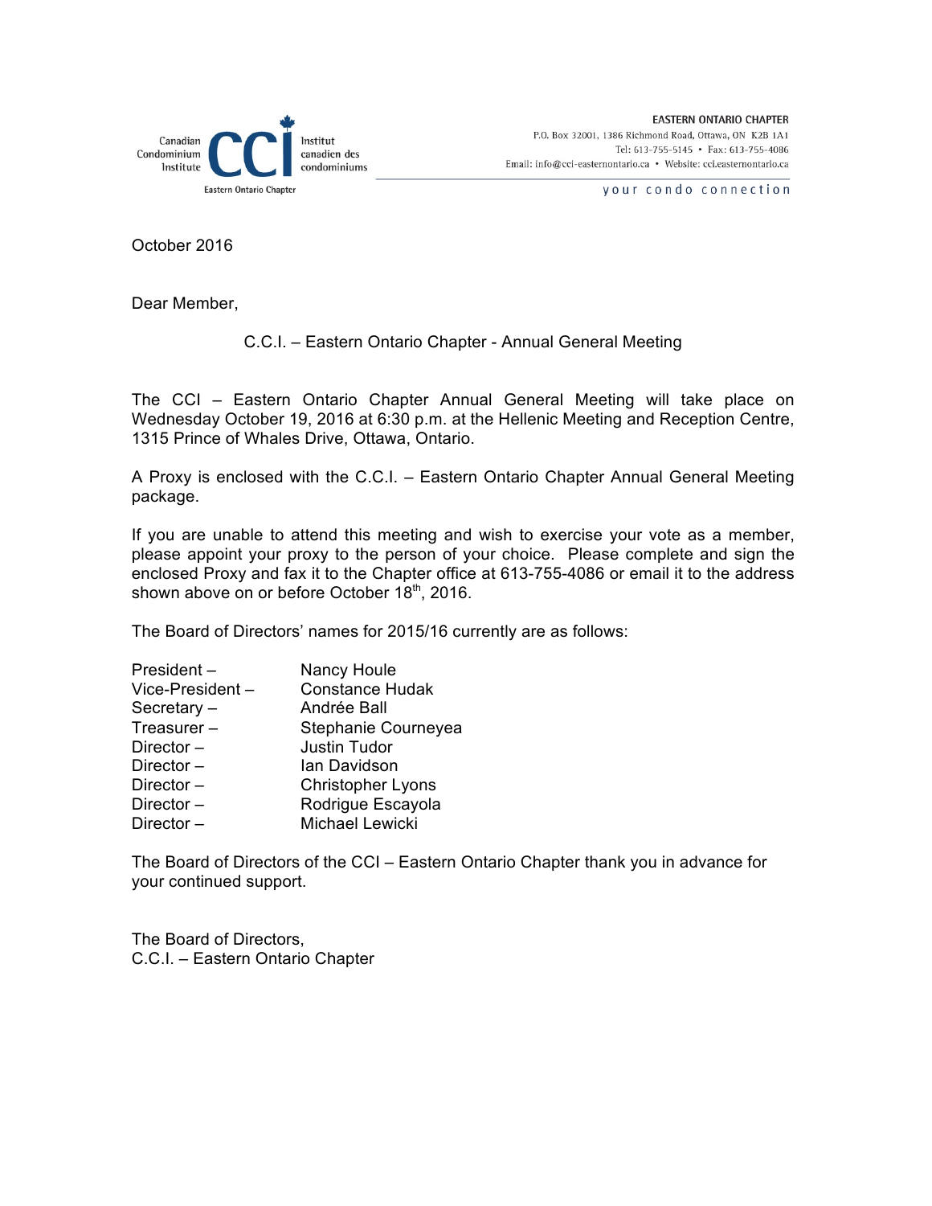Canadian Condominium Institute **CCI** Institut canadien des condominiums
Eastern Ontario Chapter

**EASTERN ONTARIO CHAPTER**
P.O. Box 32001, 1386 Richmond Road, Ottawa, ON K2B 1A1
Tel: 613-755-5145 • Fax: 613-755-4086
Email: info@cci-easternontario.ca • Website: cci.easternontario.ca

*your condo connection*

October 2016

Dear Member,

C.C.I. – Eastern Ontario Chapter - Annual General Meeting

The CCI – Eastern Ontario Chapter Annual General Meeting will take place on Wednesday October 19, 2016 at 6:30 p.m. at the Hellenic Meeting and Reception Centre, 1315 Prince of Whales Drive, Ottawa, Ontario.

A Proxy is enclosed with the C.C.I. – Eastern Ontario Chapter Annual General Meeting package.

If you are unable to attend this meeting and wish to exercise your vote as a member, please appoint your proxy to the person of your choice. Please complete and sign the enclosed Proxy and fax it to the Chapter office at 613-755-4086 or email it to the address shown above on or before October 18th, 2016.

The Board of Directors' names for 2015/16 currently are as follows:

President – Nancy Houle
Vice-President – Constance Hudak
Secretary – Andrée Ball
Treasurer – Stephanie Courneyea
Director – Justin Tudor
Director – Ian Davidson
Director – Christopher Lyons
Director – Rodrigue Escayola
Director – Michael Lewicki

The Board of Directors of the CCI – Eastern Ontario Chapter thank you in advance for your continued support.

The Board of Directors,
C.C.I. – Eastern Ontario Chapter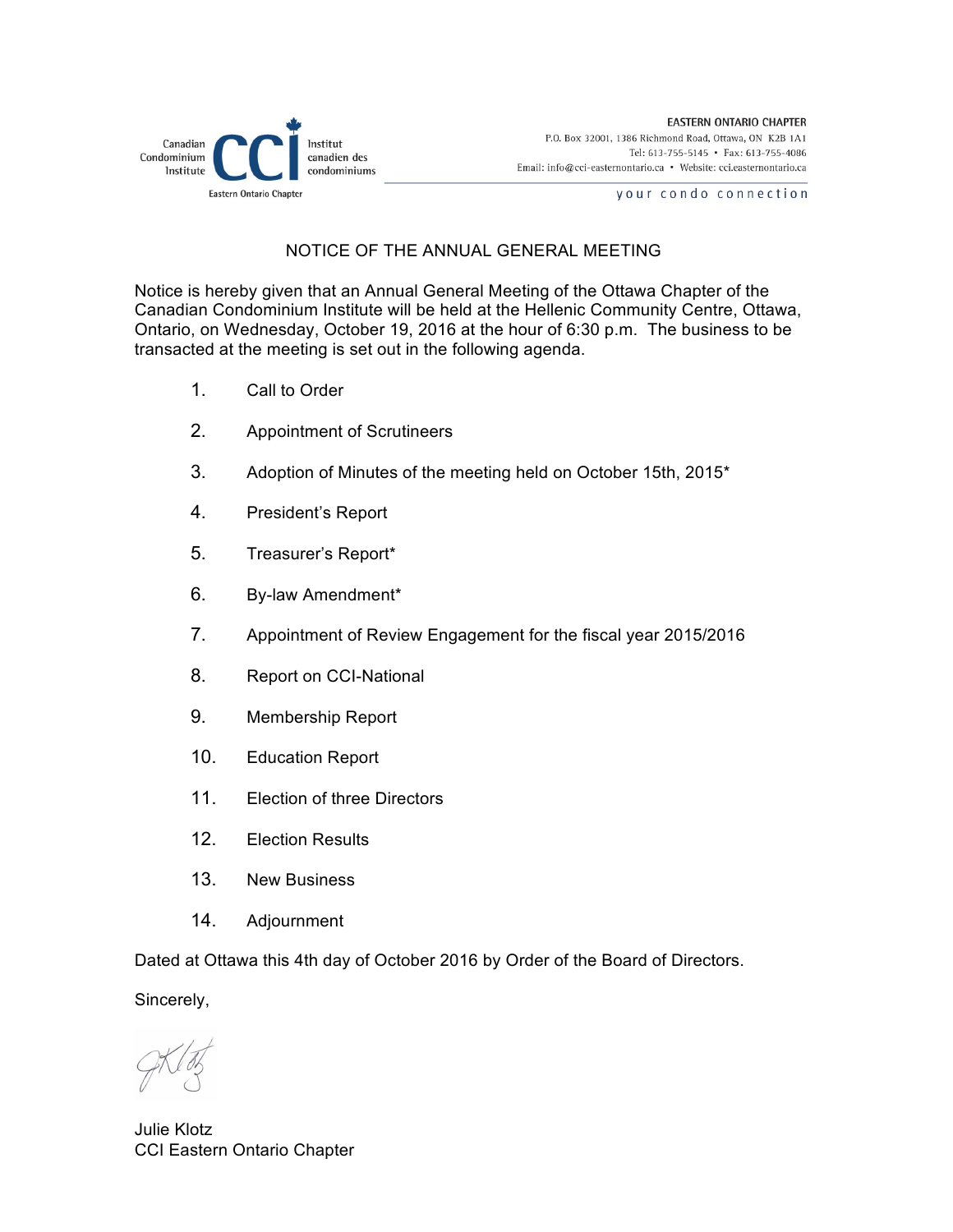Canadian Condominium Institute | CCI | Institut canadien des condominiums

Eastern Ontario Chapter

**EASTERN ONTARIO CHAPTER**
P.O. Box 32001, 1386 Richmond Road, Ottawa, ON K2B 1A1
Tel: 613-755-5145 • Fax: 613-755-4086
Email: info@cci-easternontario.ca • Website: cci.easternontario.ca

your condo connection

## NOTICE OF THE ANNUAL GENERAL MEETING

Notice is hereby given that an Annual General Meeting of the Ottawa Chapter of the Canadian Condominium Institute will be held at the Hellenic Community Centre, Ottawa, Ontario, on Wednesday, October 19, 2016 at the hour of 6:30 p.m. The business to be transacted at the meeting is set out in the following agenda.

1. Call to Order
2. Appointment of Scrutineers
3. Adoption of Minutes of the meeting held on October 15th, 2015*
4. President's Report
5. Treasurer's Report*
6. By-law Amendment*
7. Appointment of Review Engagement for the fiscal year 2015/2016
8. Report on CCI-National
9. Membership Report
10. Education Report
11. Election of three Directors
12. Election Results
13. New Business
14. Adjournment

Dated at Ottawa this 4th day of October 2016 by Order of the Board of Directors.

Sincerely,

Julie Klotz
CCI Eastern Ontario Chapter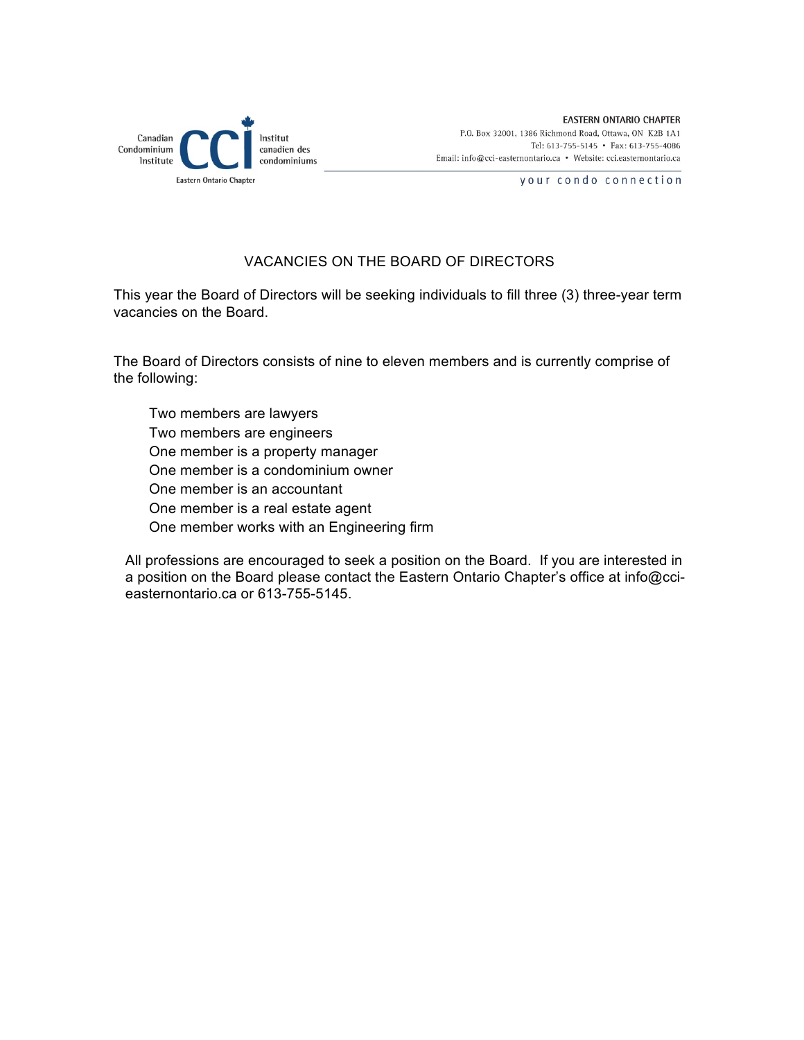Canadian Condominium Institute | **CCI** | Institut canadien des condominiums

Eastern Ontario Chapter

**EASTERN ONTARIO CHAPTER**
P.O. Box 32001, 1386 Richmond Road, Ottawa, ON K2B 1A1
Tel: 613-755-5145 • Fax: 613-755-4086
Email: info@cci-easternontario.ca • Website: cci.easternontario.ca

your condo connection

## VACANCIES ON THE BOARD OF DIRECTORS

This year the Board of Directors will be seeking individuals to fill three (3) three-year term vacancies on the Board.

The Board of Directors consists of nine to eleven members and is currently comprise of the following:

- Two members are lawyers
- Two members are engineers
- One member is a property manager
- One member is a condominium owner
- One member is an accountant
- One member is a real estate agent
- One member works with an Engineering firm

All professions are encouraged to seek a position on the Board. If you are interested in a position on the Board please contact the Eastern Ontario Chapter's office at info@cci-easternontario.ca or 613-755-5145.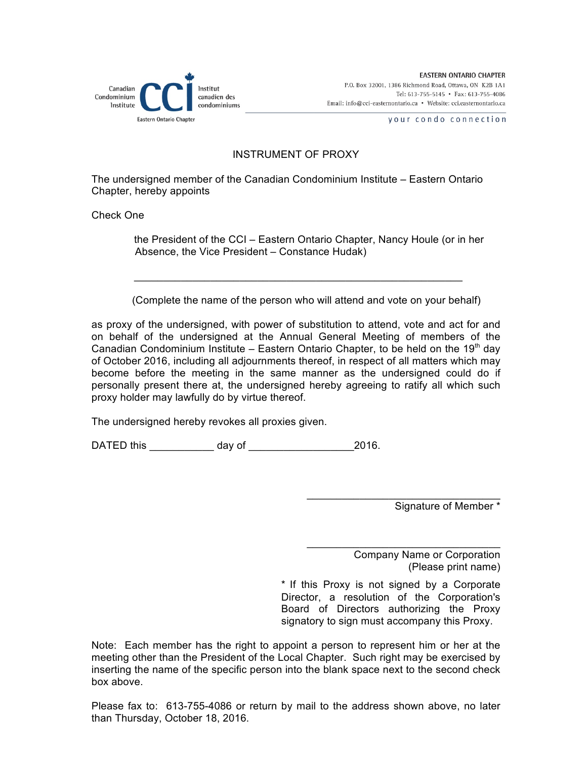Canadian Condominium Institute | CCI | Institut canadien des condominiums
Eastern Ontario Chapter

**EASTERN ONTARIO CHAPTER**
P.O. Box 32001, 1386 Richmond Road, Ottawa, ON K2B 1A1
Tel: 613-755-5145 • Fax: 613-755-4086
Email: info@cci-easternontario.ca • Website: cci.easternontario.ca

your condo connection

# INSTRUMENT OF PROXY

The undersigned member of the Canadian Condominium Institute – Eastern Ontario Chapter, hereby appoints

Check One

the President of the CCI – Eastern Ontario Chapter, Nancy Houle (or in her Absence, the Vice President – Constance Hudak)

\_\_\_\_\_\_\_\_\_\_\_\_\_\_\_\_\_\_\_\_\_\_\_\_\_\_\_\_\_\_\_\_\_\_\_\_\_\_\_\_\_\_\_\_\_\_\_\_\_\_\_\_

(Complete the name of the person who will attend and vote on your behalf)

as proxy of the undersigned, with power of substitution to attend, vote and act for and on behalf of the undersigned at the Annual General Meeting of members of the Canadian Condominium Institute – Eastern Ontario Chapter, to be held on the 19th day of October 2016, including all adjournments thereof, in respect of all matters which may become before the meeting in the same manner as the undersigned could do if personally present there at, the undersigned hereby agreeing to ratify all which such proxy holder may lawfully do by virtue thereof.

The undersigned hereby revokes all proxies given.

DATED this \_\_\_\_\_\_\_\_\_\_\_ day of \_\_\_\_\_\_\_\_\_\_\_\_\_\_\_\_\_\_2016.

\_\_\_\_\_\_\_\_\_\_\_\_\_\_\_\_\_\_\_\_\_\_\_\_\_\_\_\_\_\_\_\_\_\_
Signature of Member *

\_\_\_\_\_\_\_\_\_\_\_\_\_\_\_\_\_\_\_\_\_\_\_\_\_\_\_\_\_\_\_\_\_\_
Company Name or Corporation
(Please print name)

* If this Proxy is not signed by a Corporate Director, a resolution of the Corporation's Board of Directors authorizing the Proxy signatory to sign must accompany this Proxy.

Note: Each member has the right to appoint a person to represent him or her at the meeting other than the President of the Local Chapter. Such right may be exercised by inserting the name of the specific person into the blank space next to the second check box above.

Please fax to: 613-755-4086 or return by mail to the address shown above, no later than Thursday, October 18, 2016.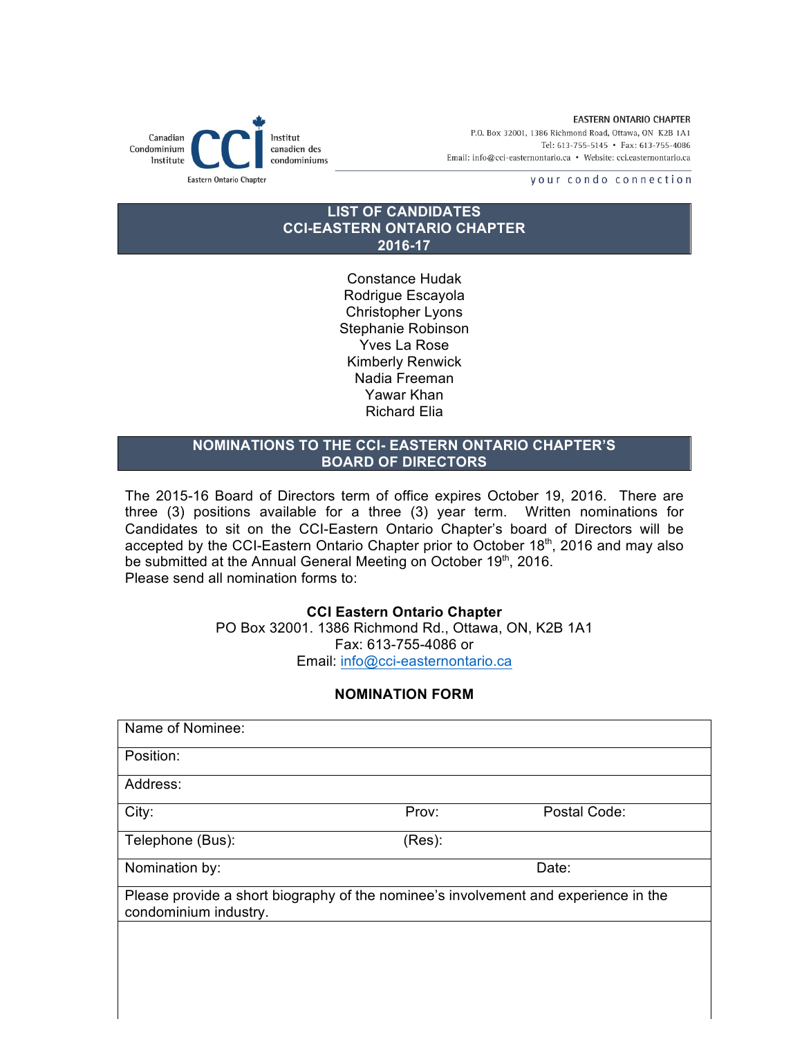Canadian Condominium Institute | CCI | Institut canadien des condominiums

Eastern Ontario Chapter

**EASTERN ONTARIO CHAPTER**

P.O. Box 32001, 1386 Richmond Road, Ottawa, ON K2B 1A1

Tel: 613-755-5145 • Fax: 613-755-4086

Email: info@cci-easternontario.ca • Website: cci.easternontario.ca

your condo connection

## LIST OF CANDIDATES
## CCI-EASTERN ONTARIO CHAPTER
## 2016-17

Constance Hudak
Rodrigue Escayola
Christopher Lyons
Stephanie Robinson
Yves La Rose
Kimberly Renwick
Nadia Freeman
Yawar Khan
Richard Elia

## NOMINATIONS TO THE CCI- EASTERN ONTARIO CHAPTER'S BOARD OF DIRECTORS

The 2015-16 Board of Directors term of office expires October 19, 2016. There are three (3) positions available for a three (3) year term. Written nominations for Candidates to sit on the CCI-Eastern Ontario Chapter's board of Directors will be accepted by the CCI-Eastern Ontario Chapter prior to October 18th, 2016 and may also be submitted at the Annual General Meeting on October 19th, 2016.
Please send all nomination forms to:

**CCI Eastern Ontario Chapter**
PO Box 32001. 1386 Richmond Rd., Ottawa, ON, K2B 1A1
Fax: 613-755-4086 or
Email: info@cci-easternontario.ca

**NOMINATION FORM**

| | | |
|---|---|---|
| Name of Nominee: | | |
| Position: | | |
| Address: | | |
| City: | Prov: | Postal Code: |
| Telephone (Bus): | (Res): | |
| Nomination by: | | Date: |
| Please provide a short biography of the nominee's involvement and experience in the condominium industry. | | |
| | | |